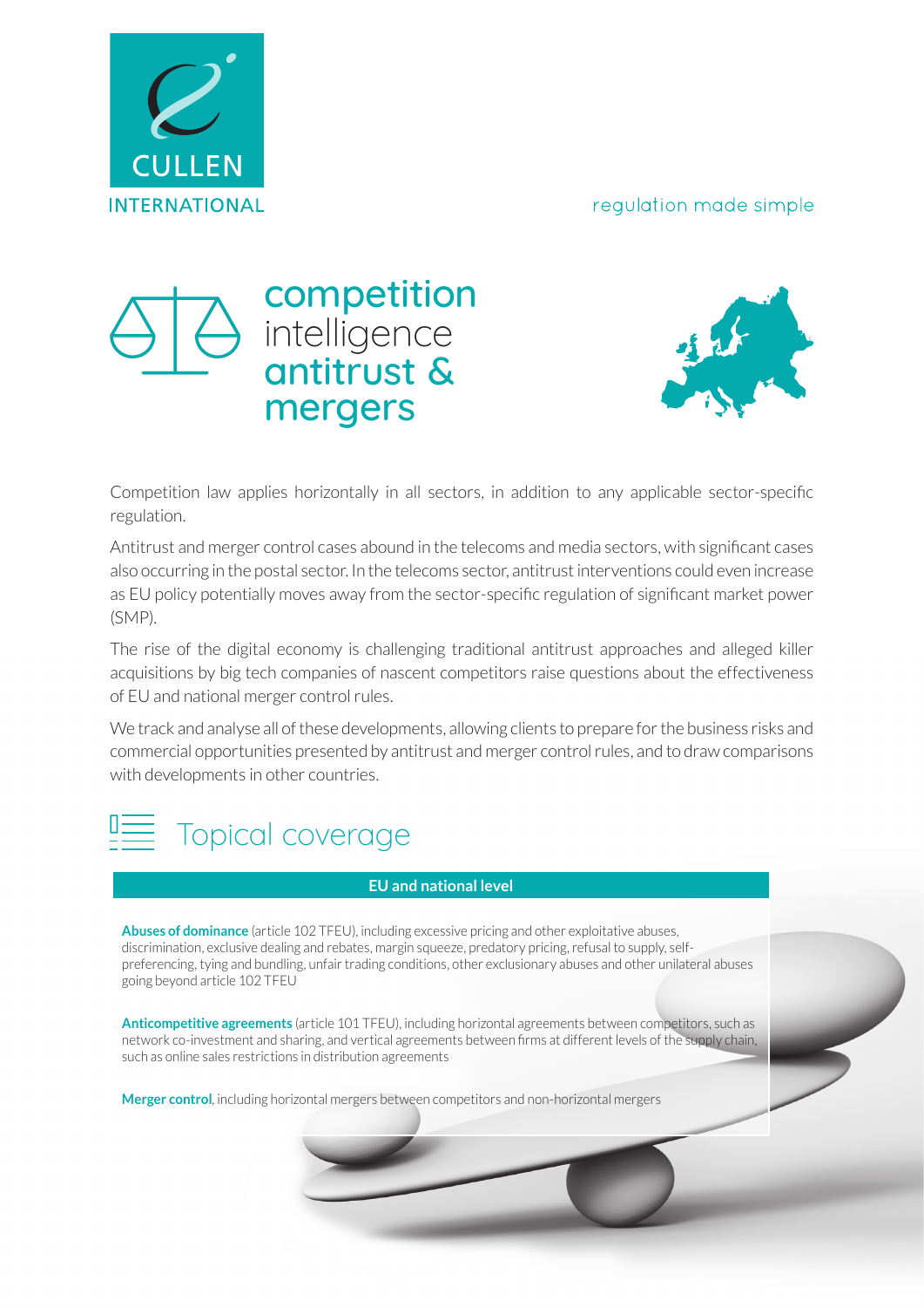CULLEN INTERNATIONAL

regulation made simple

# competition intelligence antitrust & mergers

Competition law applies horizontally in all sectors, in addition to any applicable sector-specific regulation.

Antitrust and merger control cases abound in the telecoms and media sectors, with significant cases also occurring in the postal sector. In the telecoms sector, antitrust interventions could even increase as EU policy potentially moves away from the sector-specific regulation of significant market power (SMP).

The rise of the digital economy is challenging traditional antitrust approaches and alleged killer acquisitions by big tech companies of nascent competitors raise questions about the effectiveness of EU and national merger control rules.

We track and analyse all of these developments, allowing clients to prepare for the business risks and commercial opportunities presented by antitrust and merger control rules, and to draw comparisons with developments in other countries.

## Topical coverage

| EU and national level |
| --- |
| **Abuses of dominance** (article 102 TFEU), including excessive pricing and other exploitative abuses, discrimination, exclusive dealing and rebates, margin squeeze, predatory pricing, refusal to supply, self-preferencing, tying and bundling, unfair trading conditions, other exclusionary abuses and other unilateral abuses going beyond article 102 TFEU |
| **Anticompetitive agreements** (article 101 TFEU), including horizontal agreements between competitors, such as network co-investment and sharing, and vertical agreements between firms at different levels of the supply chain, such as online sales restrictions in distribution agreements |
| **Merger control**, including horizontal mergers between competitors and non-horizontal mergers |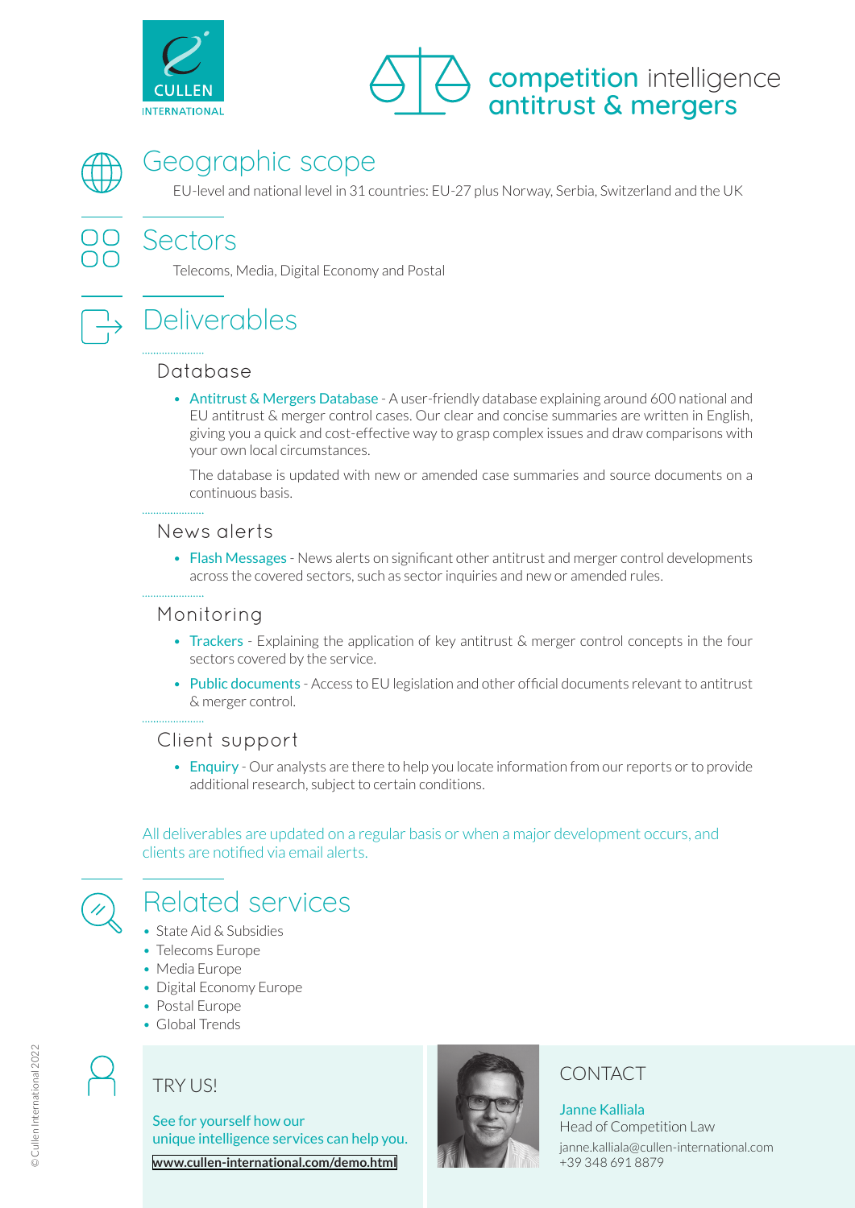CULLEN INTERNATIONAL

**competition** intelligence
**antitrust & mergers**

# Geographic scope

EU-level and national level in 31 countries: EU-27 plus Norway, Serbia, Switzerland and the UK

# Sectors

Telecoms, Media, Digital Economy and Postal

# Deliverables

## Database

- Antitrust & Mergers Database - A user-friendly database explaining around 600 national and EU antitrust & merger control cases. Our clear and concise summaries are written in English, giving you a quick and cost-effective way to grasp complex issues and draw comparisons with your own local circumstances.

  The database is updated with new or amended case summaries and source documents on a continuous basis.

## News alerts

- Flash Messages - News alerts on significant other antitrust and merger control developments across the covered sectors, such as sector inquiries and new or amended rules.

## Monitoring

- Trackers - Explaining the application of key antitrust & merger control concepts in the four sectors covered by the service.
- Public documents - Access to EU legislation and other official documents relevant to antitrust & merger control.

## Client support

- Enquiry - Our analysts are there to help you locate information from our reports or to provide additional research, subject to certain conditions.

All deliverables are updated on a regular basis or when a major development occurs, and clients are notified via email alerts.

# Related services

- State Aid & Subsidies
- Telecoms Europe
- Media Europe
- Digital Economy Europe
- Postal Europe
- Global Trends

## TRY US!

See for yourself how our unique intelligence services can help you.

www.cullen-international.com/demo.html

## CONTACT

Janne Kalliala
Head of Competition Law
janne.kalliala@cullen-international.com
+39 348 691 8879

© Cullen International 2022